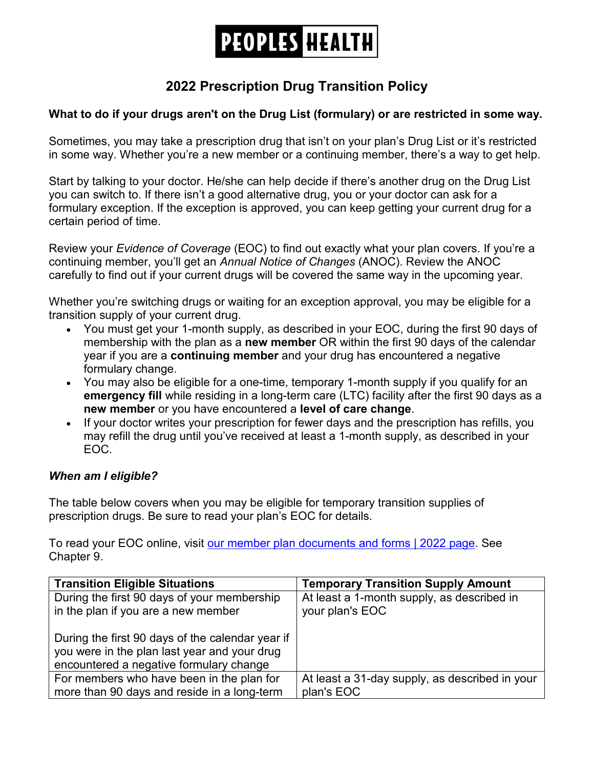# PEOPLES HEALTH

## 2022 Prescription Drug Transition Policy

**What to do if your drugs aren't on the Drug List (formulary) or are restricted in some way.**

Sometimes, you may take a prescription drug that isn't on your plan's Drug List or it's restricted in some way. Whether you're a new member or a continuing member, there's a way to get help.

Start by talking to your doctor. He/she can help decide if there's another drug on the Drug List you can switch to. If there isn't a good alternative drug, you or your doctor can ask for a formulary exception. If the exception is approved, you can keep getting your current drug for a certain period of time.

Review your *Evidence of Coverage* (EOC) to find out exactly what your plan covers. If you're a continuing member, you'll get an *Annual Notice of Changes* (ANOC). Review the ANOC carefully to find out if your current drugs will be covered the same way in the upcoming year.

Whether you're switching drugs or waiting for an exception approval, you may be eligible for a transition supply of your current drug.

- You must get your 1-month supply, as described in your EOC, during the first 90 days of membership with the plan as a **new member** OR within the first 90 days of the calendar year if you are a **continuing member** and your drug has encountered a negative formulary change.
- You may also be eligible for a one-time, temporary 1-month supply if you qualify for an **emergency fill** while residing in a long-term care (LTC) facility after the first 90 days as a **new member** or you have encountered a **level of care change**.
- If your doctor writes your prescription for fewer days and the prescription has refills, you may refill the drug until you've received at least a 1-month supply, as described in your EOC.

### *When am I eligible?*

The table below covers when you may be eligible for temporary transition supplies of prescription drugs. Be sure to read your plan's EOC for details.

To read your EOC online, visit [our member plan documents and forms | 2022 page](). See Chapter 9.

| Transition Eligible Situations | Temporary Transition Supply Amount |
|---|---|
| During the first 90 days of your membership in the plan if you are a new member<br><br>During the first 90 days of the calendar year if you were in the plan last year and your drug encountered a negative formulary change | At least a 1-month supply, as described in your plan's EOC |
| For members who have been in the plan for more than 90 days and reside in a long-term | At least a 31-day supply, as described in your plan's EOC |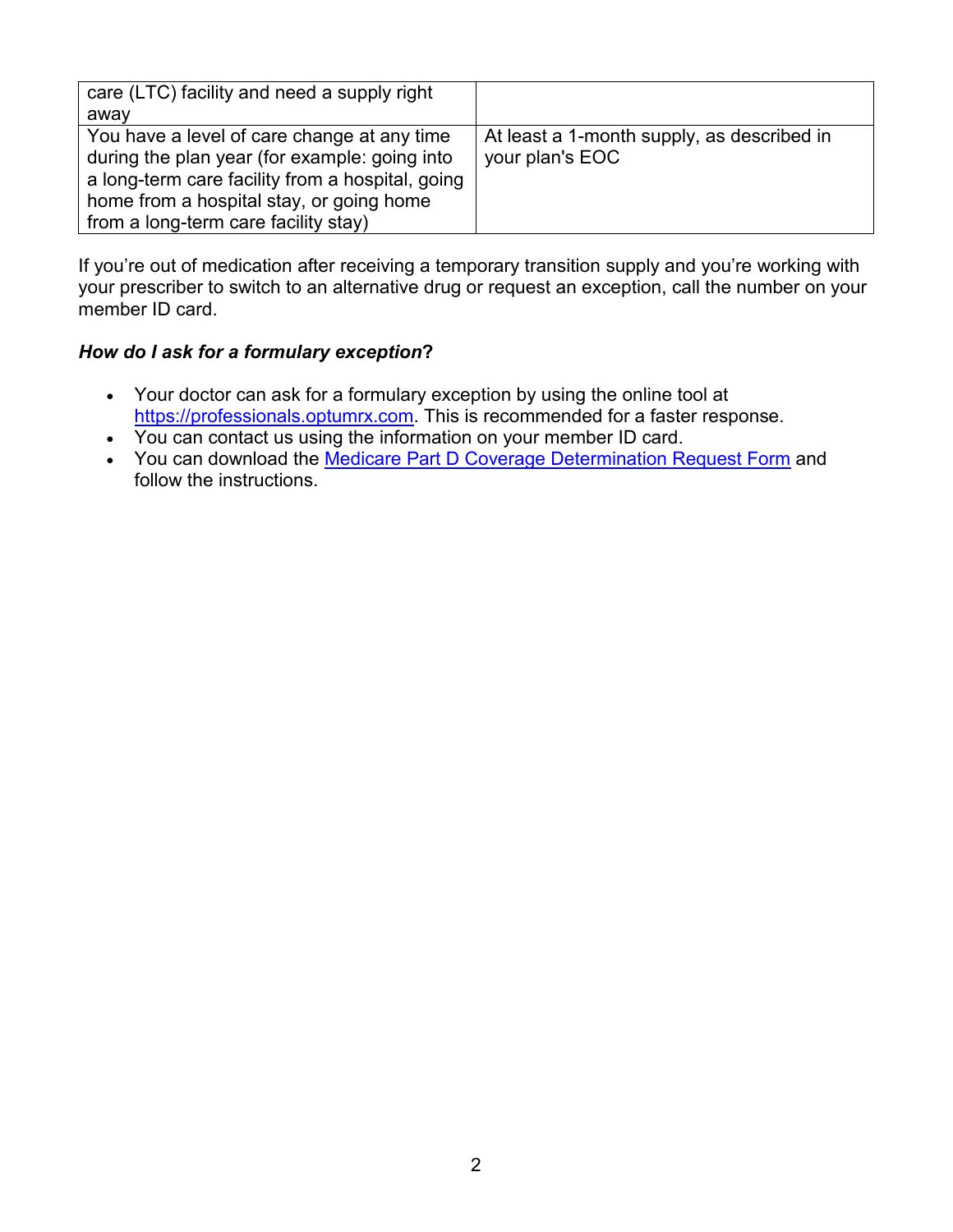| | |
|---|---|
| care (LTC) facility and need a supply right away | |
| You have a level of care change at any time during the plan year (for example: going into a long-term care facility from a hospital, going home from a hospital stay, or going home from a long-term care facility stay) | At least a 1-month supply, as described in your plan's EOC |

If you're out of medication after receiving a temporary transition supply and you're working with your prescriber to switch to an alternative drug or request an exception, call the number on your member ID card.

***How do I ask for a formulary exception*?**

- Your doctor can ask for a formulary exception by using the online tool at https://professionals.optumrx.com. This is recommended for a faster response.
- You can contact us using the information on your member ID card.
- You can download the Medicare Part D Coverage Determination Request Form and follow the instructions.